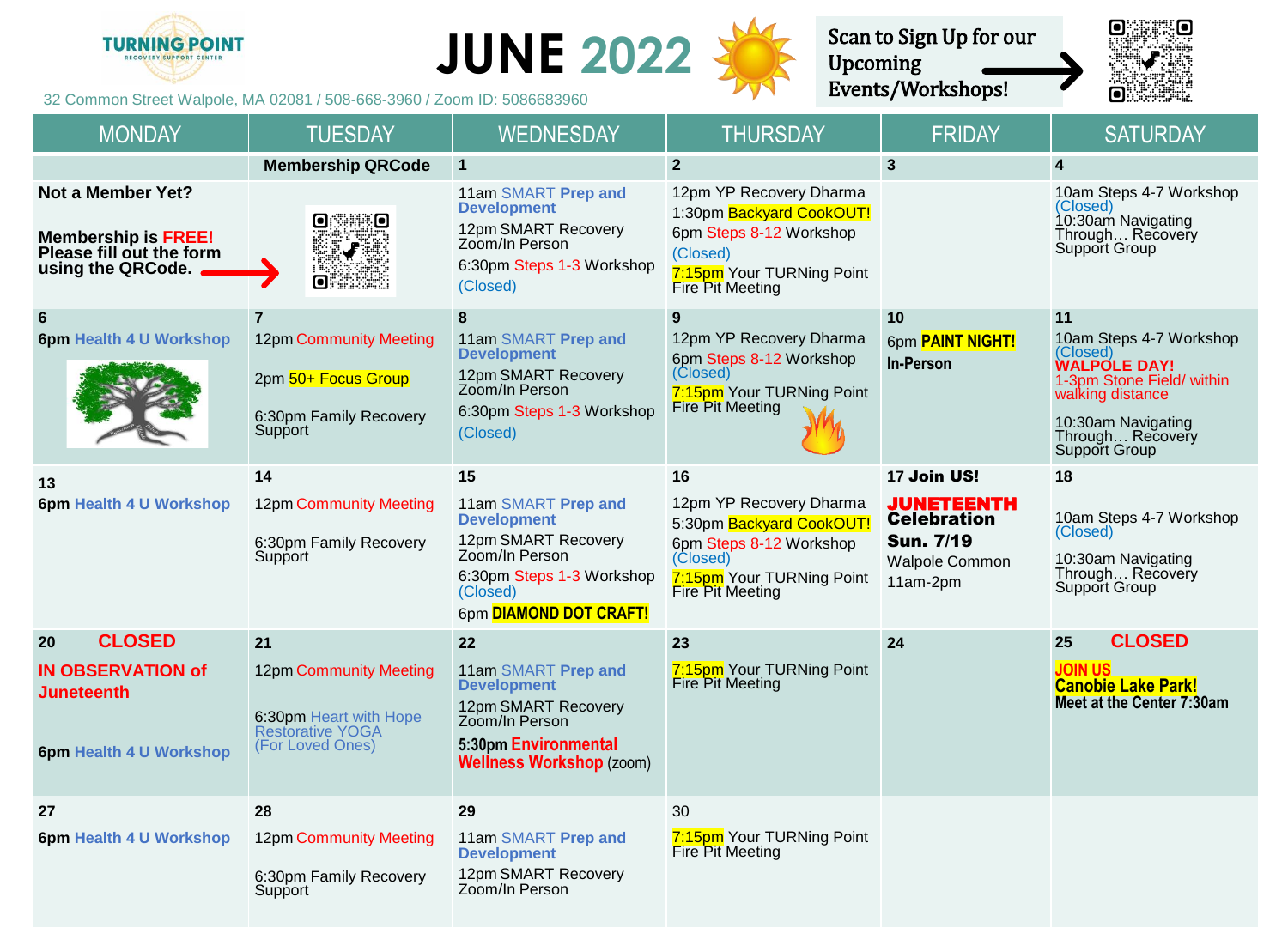# JUNE 2022

TURNING POINT RECOVERY SUPPORT CENTER

32 Common Street Walpole, MA 02081 / 508-668-3960 / Zoom ID: 5086683960

Scan to Sign Up for our Upcoming Events/Workshops!

| MONDAY | TUESDAY | WEDNESDAY | THURSDAY | FRIDAY | SATURDAY |
|---|---|---|---|---|---|
| | **Membership QRCode** | **1** | **2** | **3** | **4** |
| **Not a Member Yet?** **Membership is FREE! Please fill out the form using the QRCode.** | | 11am SMART **Prep and Development** 12pm SMART Recovery Zoom/In Person 6:30pm Steps 1-3 Workshop (Closed) | 12pm YP Recovery Dharma 1:30pm Backyard CookOUT! 6pm Steps 8-12 Workshop (Closed) 7:15pm Your TURNing Point Fire Pit Meeting | | 10am Steps 4-7 Workshop (Closed) 10:30am Navigating Through… Recovery Support Group |
| **6** **6pm Health 4 U Workshop** | **7** 12pm Community Meeting 2pm 50+ Focus Group 6:30pm Family Recovery Support | **8** 11am SMART **Prep and Development** 12pm SMART Recovery Zoom/In Person 6:30pm Steps 1-3 Workshop (Closed) | **9** 12pm YP Recovery Dharma 6pm Steps 8-12 Workshop (Closed) 7:15pm Your TURNing Point Fire Pit Meeting | **10** 6pm **PAINT NIGHT!** **In-Person** | **11** 10am Steps 4-7 Workshop (Closed) **WALPOLE DAY!** 1-3pm Stone Field/ within walking distance 10:30am Navigating Through… Recovery Support Group |
| **13** **6pm Health 4 U Workshop** | **14** 12pm Community Meeting 6:30pm Family Recovery Support | **15** 11am SMART **Prep and Development** 12pm SMART Recovery Zoom/In Person 6:30pm Steps 1-3 Workshop (Closed) 6pm **DIAMOND DOT CRAFT!** | **16** 12pm YP Recovery Dharma 5:30pm Backyard CookOUT! 6pm Steps 8-12 Workshop (Closed) 7:15pm Your TURNing Point Fire Pit Meeting | **17 Join US!** **JUNETEENTH Celebration** **Sun. 7/19** Walpole Common 11am-2pm | **18** 10am Steps 4-7 Workshop (Closed) 10:30am Navigating Through… Recovery Support Group |
| **20 CLOSED** **IN OBSERVATION of Juneteenth** **6pm Health 4 U Workshop** | **21** 12pm Community Meeting 6:30pm Heart with Hope Restorative YOGA (For Loved Ones) | **22** 11am SMART **Prep and Development** 12pm SMART Recovery Zoom/In Person **5:30pm Environmental Wellness Workshop** (zoom) | **23** 7:15pm Your TURNing Point Fire Pit Meeting | **24** | **25 CLOSED** **JOIN US Canobie Lake Park!** **Meet at the Center 7:30am** |
| **27** **6pm Health 4 U Workshop** | **28** 12pm Community Meeting 6:30pm Family Recovery Support | **29** 11am SMART **Prep and Development** 12pm SMART Recovery Zoom/In Person | 30 7:15pm Your TURNing Point Fire Pit Meeting | | |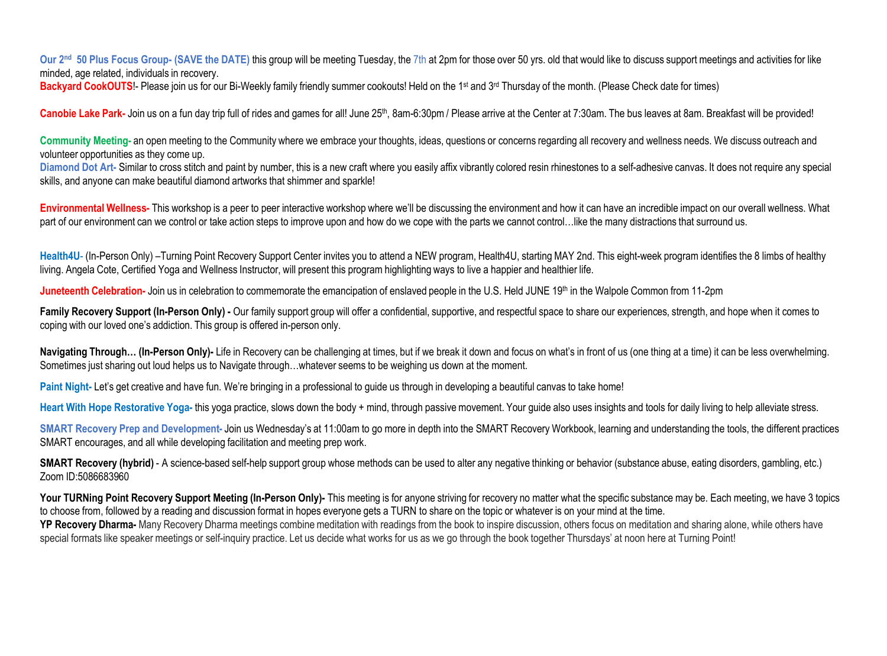**Our 2nd 50 Plus Focus Group- (SAVE the DATE)** this group will be meeting Tuesday, the 7th at 2pm for those over 50 yrs. old that would like to discuss support meetings and activities for like minded, age related, individuals in recovery.

**Backyard CookOUTS**!- Please join us for our Bi-Weekly family friendly summer cookouts! Held on the 1st and 3rd Thursday of the month. (Please Check date for times)

**Canobie Lake Park-** Join us on a fun day trip full of rides and games for all! June 25th, 8am-6:30pm / Please arrive at the Center at 7:30am. The bus leaves at 8am. Breakfast will be provided!

**Community Meeting-** an open meeting to the Community where we embrace your thoughts, ideas, questions or concerns regarding all recovery and wellness needs. We discuss outreach and volunteer opportunities as they come up.

**Diamond Dot Art-** Similar to cross stitch and paint by number, this is a new craft where you easily affix vibrantly colored resin rhinestones to a self-adhesive canvas. It does not require any special skills, and anyone can make beautiful diamond artworks that shimmer and sparkle!

**Environmental Wellness-** This workshop is a peer to peer interactive workshop where we'll be discussing the environment and how it can have an incredible impact on our overall wellness. What part of our environment can we control or take action steps to improve upon and how do we cope with the parts we cannot control…like the many distractions that surround us.

**Health4U**- (In-Person Only) –Turning Point Recovery Support Center invites you to attend a NEW program, Health4U, starting MAY 2nd. This eight-week program identifies the 8 limbs of healthy living. Angela Cote, Certified Yoga and Wellness Instructor, will present this program highlighting ways to live a happier and healthier life.

**Juneteenth Celebration-** Join us in celebration to commemorate the emancipation of enslaved people in the U.S. Held JUNE 19th in the Walpole Common from 11-2pm

**Family Recovery Support (In-Person Only) -** Our family support group will offer a confidential, supportive, and respectful space to share our experiences, strength, and hope when it comes to coping with our loved one's addiction. This group is offered in-person only.

**Navigating Through… (In-Person Only)-** Life in Recovery can be challenging at times, but if we break it down and focus on what's in front of us (one thing at a time) it can be less overwhelming. Sometimes just sharing out loud helps us to Navigate through…whatever seems to be weighing us down at the moment.

**Paint Night-** Let's get creative and have fun. We're bringing in a professional to guide us through in developing a beautiful canvas to take home!

**Heart With Hope Restorative Yoga-** this yoga practice, slows down the body + mind, through passive movement. Your guide also uses insights and tools for daily living to help alleviate stress.

**SMART Recovery Prep and Development-** Join us Wednesday's at 11:00am to go more in depth into the SMART Recovery Workbook, learning and understanding the tools, the different practices SMART encourages, and all while developing facilitation and meeting prep work.

**SMART Recovery (hybrid)** - A science-based self-help support group whose methods can be used to alter any negative thinking or behavior (substance abuse, eating disorders, gambling, etc.) Zoom ID:5086683960

**Your TURNing Point Recovery Support Meeting (In-Person Only)-** This meeting is for anyone striving for recovery no matter what the specific substance may be. Each meeting, we have 3 topics to choose from, followed by a reading and discussion format in hopes everyone gets a TURN to share on the topic or whatever is on your mind at the time.

**YP Recovery Dharma-** Many Recovery Dharma meetings combine meditation with readings from the book to inspire discussion, others focus on meditation and sharing alone, while others have special formats like speaker meetings or self-inquiry practice. Let us decide what works for us as we go through the book together Thursdays' at noon here at Turning Point!